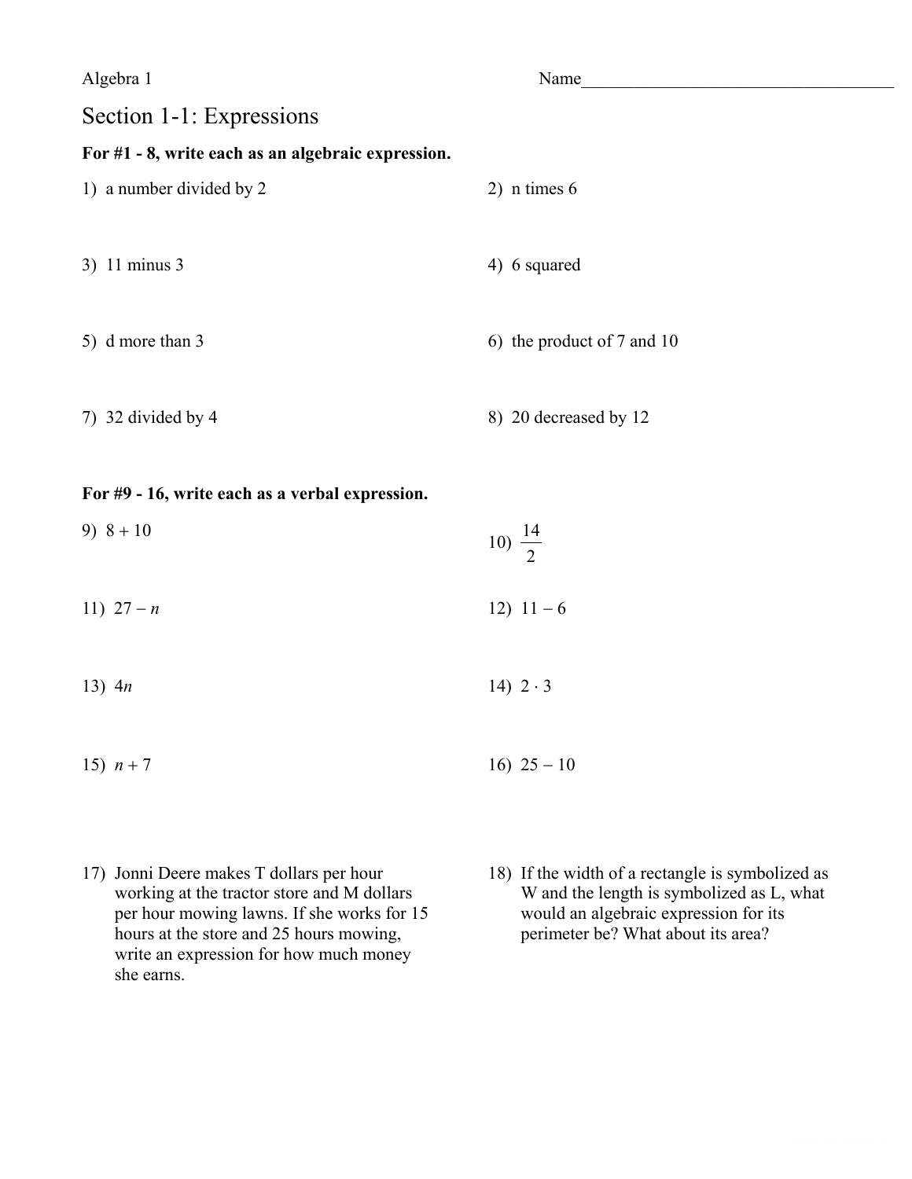Algebra 1 Name_______________________________

# Section 1-1: Expressions

**For #1 - 8, write each as an algebraic expression.**

1) a number divided by 2

2) n times 6

3) 11 minus 3

4) 6 squared

5) d more than 3

6) the product of 7 and 10

7) 32 divided by 4

8) 20 decreased by 12

**For #9 - 16, write each as a verbal expression.**

9) $8 + 10$

10) $\frac{14}{2}$

11) $27 - n$

12) $11 - 6$

13) $4n$

14) $2 \cdot 3$

15) $n + 7$

16) $25 - 10$

17) Jonni Deere makes T dollars per hour working at the tractor store and M dollars per hour mowing lawns. If she works for 15 hours at the store and 25 hours mowing, write an expression for how much money she earns.

18) If the width of a rectangle is symbolized as W and the length is symbolized as L, what would an algebraic expression for its perimeter be? What about its area?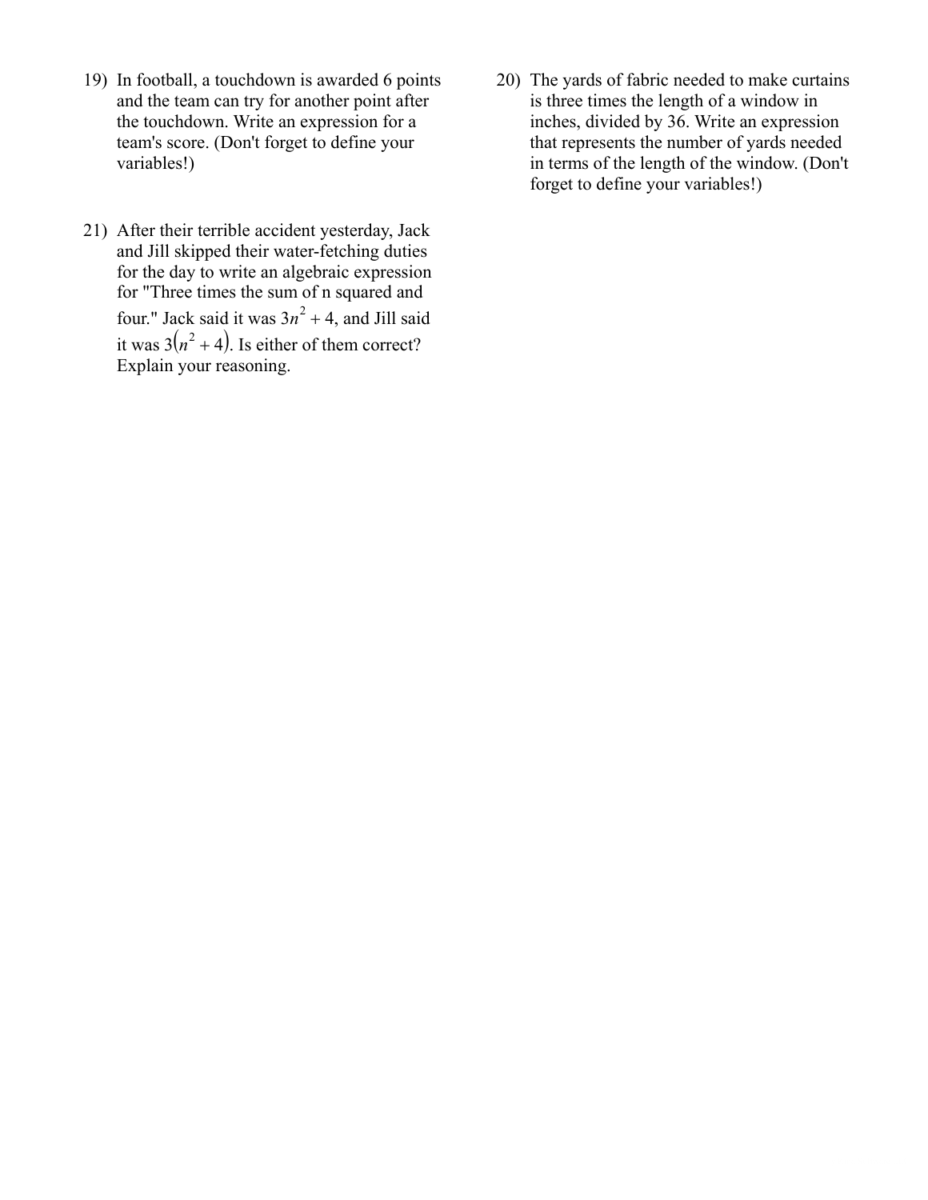19) In football, a touchdown is awarded 6 points and the team can try for another point after the touchdown. Write an expression for a team's score. (Don't forget to define your variables!)

20) The yards of fabric needed to make curtains is three times the length of a window in inches, divided by 36. Write an expression that represents the number of yards needed in terms of the length of the window. (Don't forget to define your variables!)

21) After their terrible accident yesterday, Jack and Jill skipped their water-fetching duties for the day to write an algebraic expression for "Three times the sum of n squared and four." Jack said it was $3n^2 + 4$, and Jill said it was $3(n^2 + 4)$. Is either of them correct? Explain your reasoning.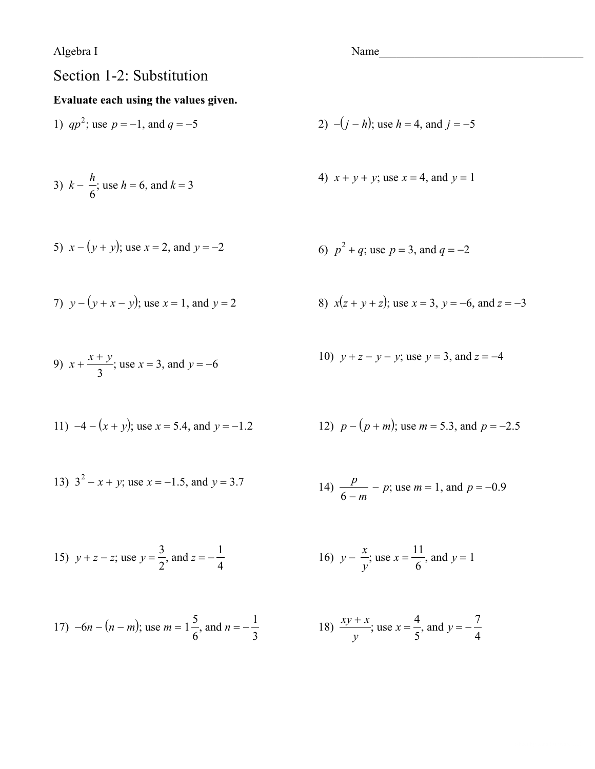Algebra I

Name________________________________

# Section 1-2: Substitution

**Evaluate each using the values given.**

1) $qp^2$; use $p = -1$, and $q = -5$

2) $-(j - h)$; use $h = 4$, and $j = -5$

3) $k - \dfrac{h}{6}$; use $h = 6$, and $k = 3$

4) $x + y + y$; use $x = 4$, and $y = 1$

5) $x - (y + y)$; use $x = 2$, and $y = -2$

6) $p^2 + q$; use $p = 3$, and $q = -2$

7) $y - (y + x - y)$; use $x = 1$, and $y = 2$

8) $x(z + y + z)$; use $x = 3$, $y = -6$, and $z = -3$

9) $x + \dfrac{x + y}{3}$; use $x = 3$, and $y = -6$

10) $y + z - y - y$; use $y = 3$, and $z = -4$

11) $-4 - (x + y)$; use $x = 5.4$, and $y = -1.2$

12) $p - (p + m)$; use $m = 5.3$, and $p = -2.5$

13) $3^2 - x + y$; use $x = -1.5$, and $y = 3.7$

14) $\dfrac{p}{6 - m} - p$; use $m = 1$, and $p = -0.9$

15) $y + z - z$; use $y = \dfrac{3}{2}$, and $z = -\dfrac{1}{4}$

16) $y - \dfrac{x}{y}$; use $x = \dfrac{11}{6}$, and $y = 1$

17) $-6n - (n - m)$; use $m = 1\dfrac{5}{6}$, and $n = -\dfrac{1}{3}$

18) $\dfrac{xy + x}{y}$; use $x = \dfrac{4}{5}$, and $y = -\dfrac{7}{4}$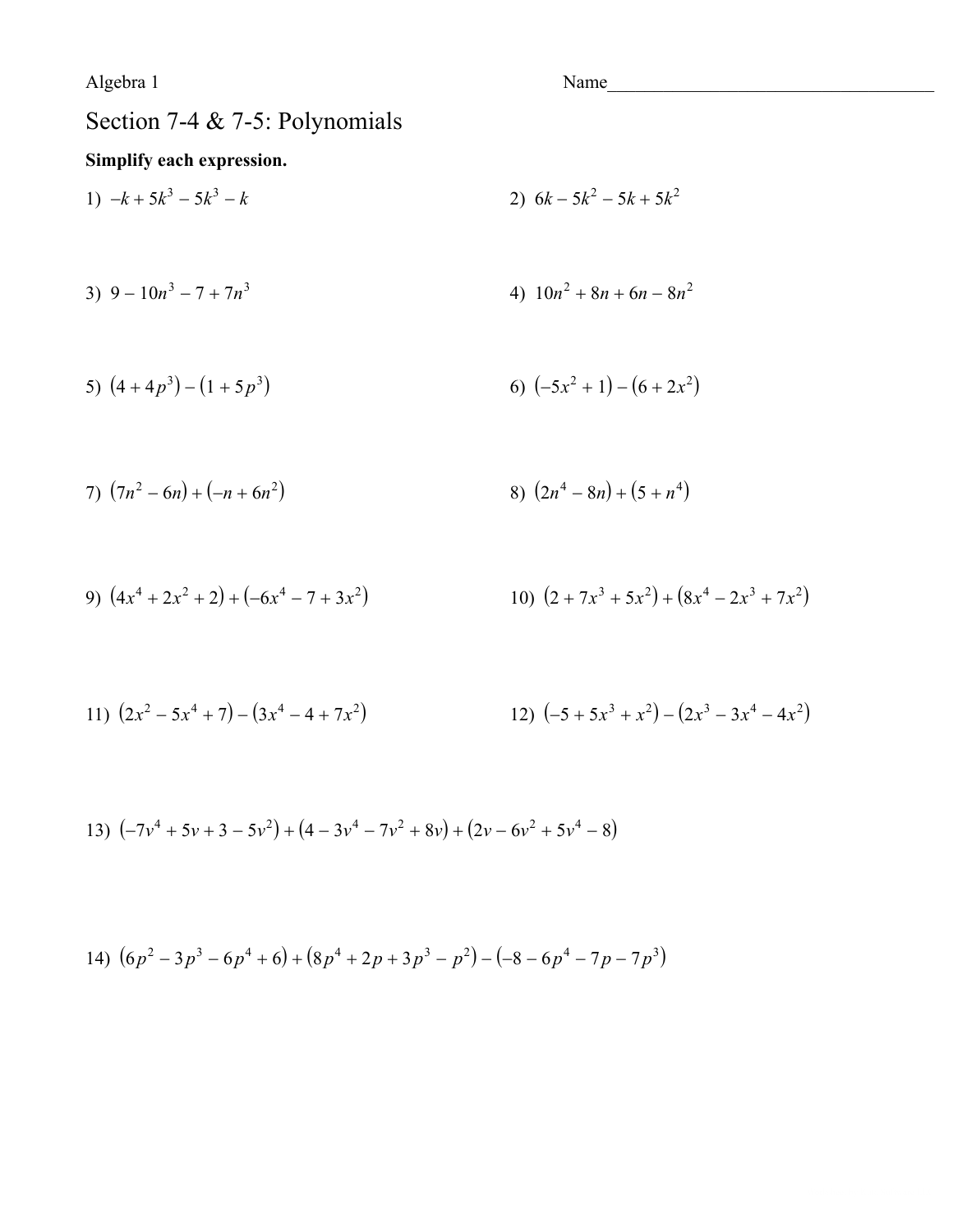Algebra 1 Name_____________________________________

# Section 7-4 & 7-5: Polynomials

**Simplify each expression.**

1) $-k + 5k^3 - 5k^3 - k$

2) $6k - 5k^2 - 5k + 5k^2$

3) $9 - 10n^3 - 7 + 7n^3$

4) $10n^2 + 8n + 6n - 8n^2$

5) $(4 + 4p^3) - (1 + 5p^3)$

6) $(-5x^2 + 1) - (6 + 2x^2)$

7) $(7n^2 - 6n) + (-n + 6n^2)$

8) $(2n^4 - 8n) + (5 + n^4)$

9) $(4x^4 + 2x^2 + 2) + (-6x^4 - 7 + 3x^2)$

10) $(2 + 7x^3 + 5x^2) + (8x^4 - 2x^3 + 7x^2)$

11) $(2x^2 - 5x^4 + 7) - (3x^4 - 4 + 7x^2)$

12) $(-5 + 5x^3 + x^2) - (2x^3 - 3x^4 - 4x^2)$

13) $(-7v^4 + 5v + 3 - 5v^2) + (4 - 3v^4 - 7v^2 + 8v) + (2v - 6v^2 + 5v^4 - 8)$

14) $(6p^2 - 3p^3 - 6p^4 + 6) + (8p^4 + 2p + 3p^3 - p^2) - (-8 - 6p^4 - 7p - 7p^3)$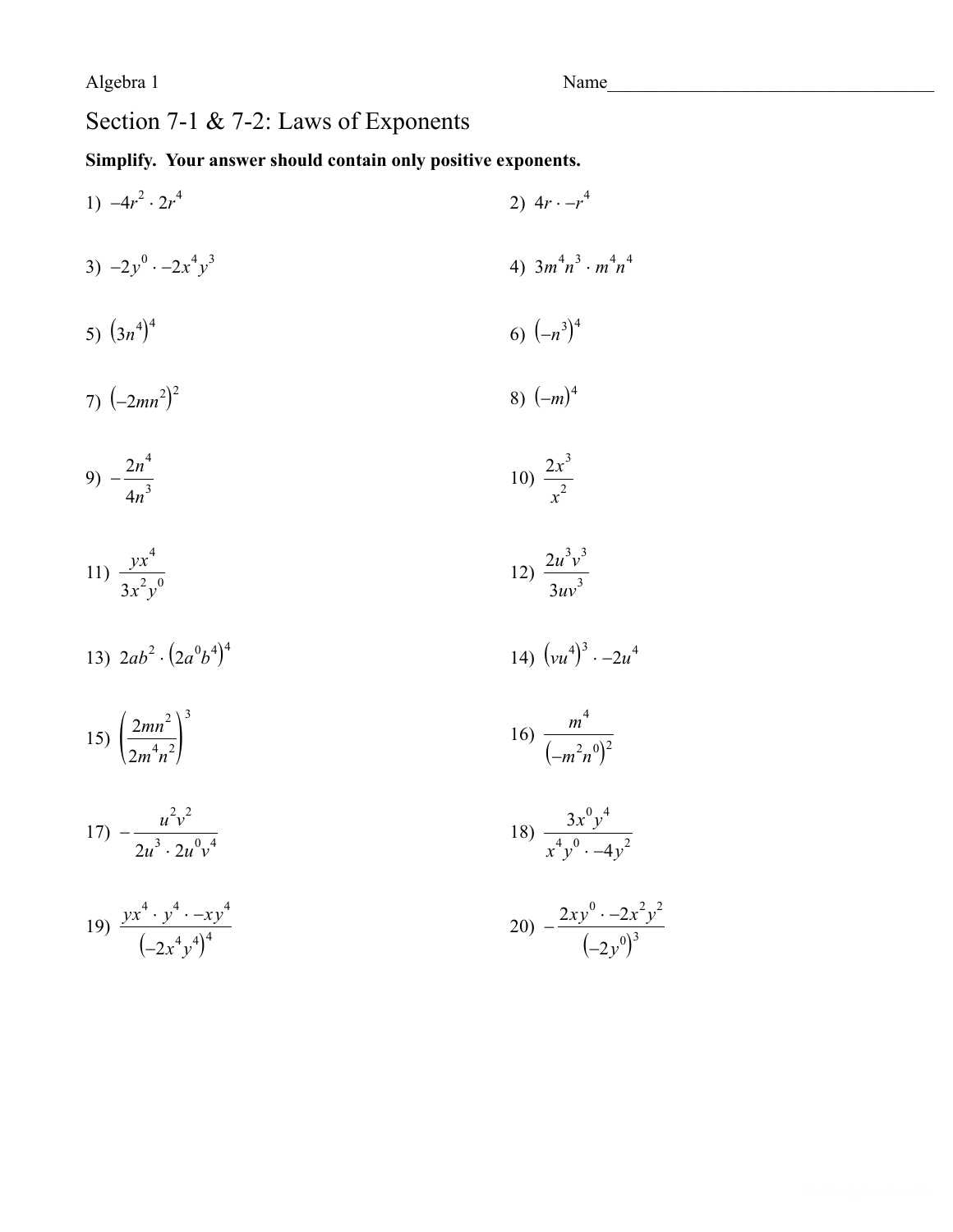Algebra 1 Name____________________________________

# Section 7-1 & 7-2: Laws of Exponents

**Simplify. Your answer should contain only positive exponents.**

1) $-4r^2 \cdot 2r^4$

2) $4r \cdot -r^4$

3) $-2y^0 \cdot -2x^4y^3$

4) $3m^4n^3 \cdot m^4n^4$

5) $(3n^4)^4$

6) $(-n^3)^4$

7) $(-2mn^2)^2$

8) $(-m)^4$

9) $-\dfrac{2n^4}{4n^3}$

10) $\dfrac{2x^3}{x^2}$

11) $\dfrac{yx^4}{3x^2y^0}$

12) $\dfrac{2u^3v^3}{3uv^3}$

13) $2ab^2 \cdot (2a^0b^4)^4$

14) $(vu^4)^3 \cdot -2u^4$

15) $\left(\dfrac{2mn^2}{2m^4n^2}\right)^3$

16) $\dfrac{m^4}{(-m^2n^0)^2}$

17) $-\dfrac{u^2v^2}{2u^3 \cdot 2u^0v^4}$

18) $\dfrac{3x^0y^4}{x^4y^0 \cdot -4y^2}$

19) $\dfrac{yx^4 \cdot y^4 \cdot -xy^4}{(-2x^4y^4)^4}$

20) $-\dfrac{2xy^0 \cdot -2x^2y^2}{(-2y^0)^3}$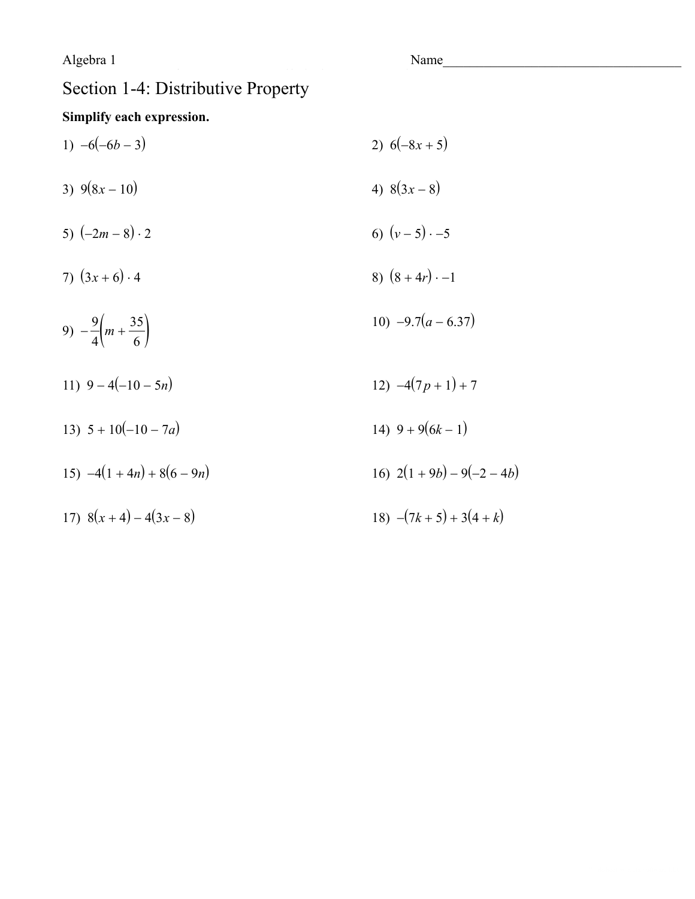Algebra 1

Name_______________________________

# Section 1-4: Distributive Property

**Simplify each expression.**

1) $-6(-6b - 3)$

2) $6(-8x + 5)$

3) $9(8x - 10)$

4) $8(3x - 8)$

5) $(-2m - 8) \cdot 2$

6) $(v - 5) \cdot -5$

7) $(3x + 6) \cdot 4$

8) $(8 + 4r) \cdot -1$

9) $-\dfrac{9}{4}\left(m + \dfrac{35}{6}\right)$

10) $-9.7(a - 6.37)$

11) $9 - 4(-10 - 5n)$

12) $-4(7p + 1) + 7$

13) $5 + 10(-10 - 7a)$

14) $9 + 9(6k - 1)$

15) $-4(1 + 4n) + 8(6 - 9n)$

16) $2(1 + 9b) - 9(-2 - 4b)$

17) $8(x + 4) - 4(3x - 8)$

18) $-(7k + 5) + 3(4 + k)$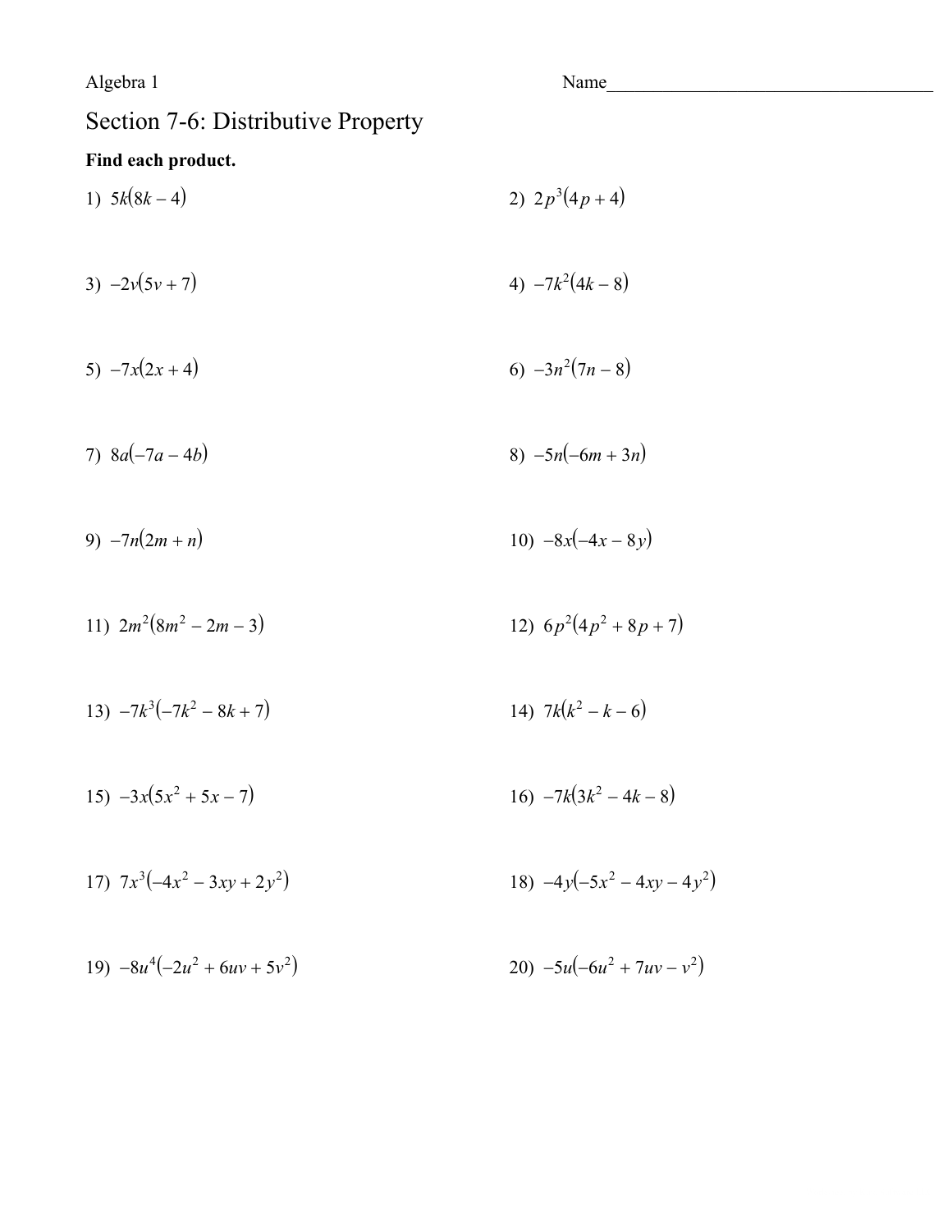Algebra 1 Name____________________________________

# Section 7-6: Distributive Property

**Find each product.**

1) $5k(8k - 4)$

2) $2p^3(4p + 4)$

3) $-2v(5v + 7)$

4) $-7k^2(4k - 8)$

5) $-7x(2x + 4)$

6) $-3n^2(7n - 8)$

7) $8a(-7a - 4b)$

8) $-5n(-6m + 3n)$

9) $-7n(2m + n)$

10) $-8x(-4x - 8y)$

11) $2m^2(8m^2 - 2m - 3)$

12) $6p^2(4p^2 + 8p + 7)$

13) $-7k^3(-7k^2 - 8k + 7)$

14) $7k(k^2 - k - 6)$

15) $-3x(5x^2 + 5x - 7)$

16) $-7k(3k^2 - 4k - 8)$

17) $7x^3(-4x^2 - 3xy + 2y^2)$

18) $-4y(-5x^2 - 4xy - 4y^2)$

19) $-8u^4(-2u^2 + 6uv + 5v^2)$

20) $-5u(-6u^2 + 7uv - v^2)$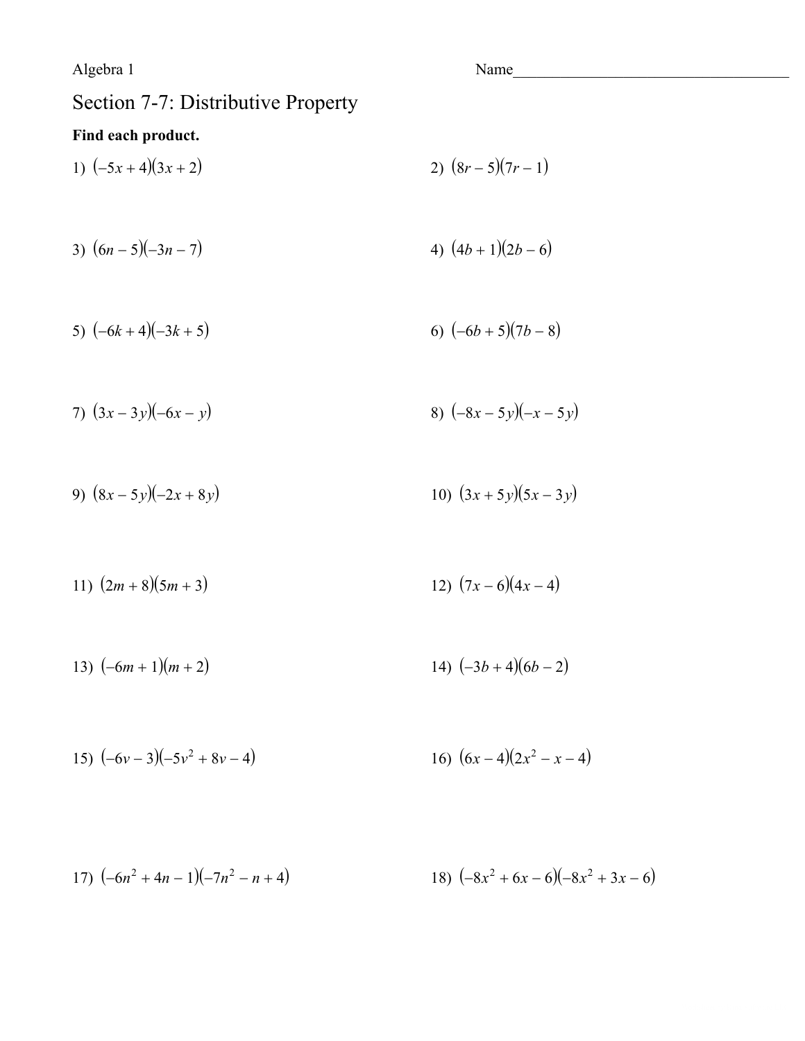Algebra 1 Name____________________________________

# Section 7-7: Distributive Property

**Find each product.**

1) $(-5x+4)(3x+2)$

2) $(8r-5)(7r-1)$

3) $(6n-5)(-3n-7)$

4) $(4b+1)(2b-6)$

5) $(-6k+4)(-3k+5)$

6) $(-6b+5)(7b-8)$

7) $(3x-3y)(-6x-y)$

8) $(-8x-5y)(-x-5y)$

9) $(8x-5y)(-2x+8y)$

10) $(3x+5y)(5x-3y)$

11) $(2m+8)(5m+3)$

12) $(7x-6)(4x-4)$

13) $(-6m+1)(m+2)$

14) $(-3b+4)(6b-2)$

15) $(-6v-3)(-5v^2+8v-4)$

16) $(6x-4)(2x^2-x-4)$

17) $(-6n^2+4n-1)(-7n^2-n+4)$

18) $(-8x^2+6x-6)(-8x^2+3x-6)$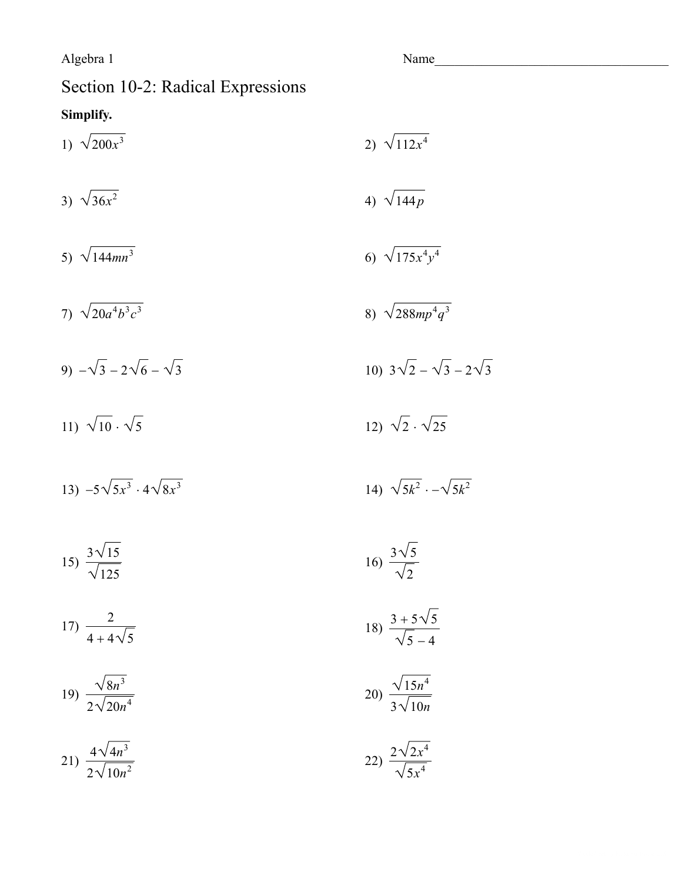Algebra 1

Name___________________________________

# Section 10-2: Radical Expressions

**Simplify.**

1) $\sqrt{200x^3}$

2) $\sqrt{112x^4}$

3) $\sqrt{36x^2}$

4) $\sqrt{144p}$

5) $\sqrt{144mn^3}$

6) $\sqrt{175x^4y^4}$

7) $\sqrt{20a^4b^3c^3}$

8) $\sqrt{288mp^4q^3}$

9) $-\sqrt{3} - 2\sqrt{6} - \sqrt{3}$

10) $3\sqrt{2} - \sqrt{3} - 2\sqrt{3}$

11) $\sqrt{10} \cdot \sqrt{5}$

12) $\sqrt{2} \cdot \sqrt{25}$

13) $-5\sqrt{5x^3} \cdot 4\sqrt{8x^3}$

14) $\sqrt{5k^2} \cdot -\sqrt{5k^2}$

15) $\dfrac{3\sqrt{15}}{\sqrt{125}}$

16) $\dfrac{3\sqrt{5}}{\sqrt{2}}$

17) $\dfrac{2}{4 + 4\sqrt{5}}$

18) $\dfrac{3 + 5\sqrt{5}}{\sqrt{5} - 4}$

19) $\dfrac{\sqrt{8n^3}}{2\sqrt{20n^4}}$

20) $\dfrac{\sqrt{15n^4}}{3\sqrt{10n}}$

21) $\dfrac{4\sqrt{4n^3}}{2\sqrt{10n^2}}$

22) $\dfrac{2\sqrt{2x^4}}{\sqrt{5x^4}}$